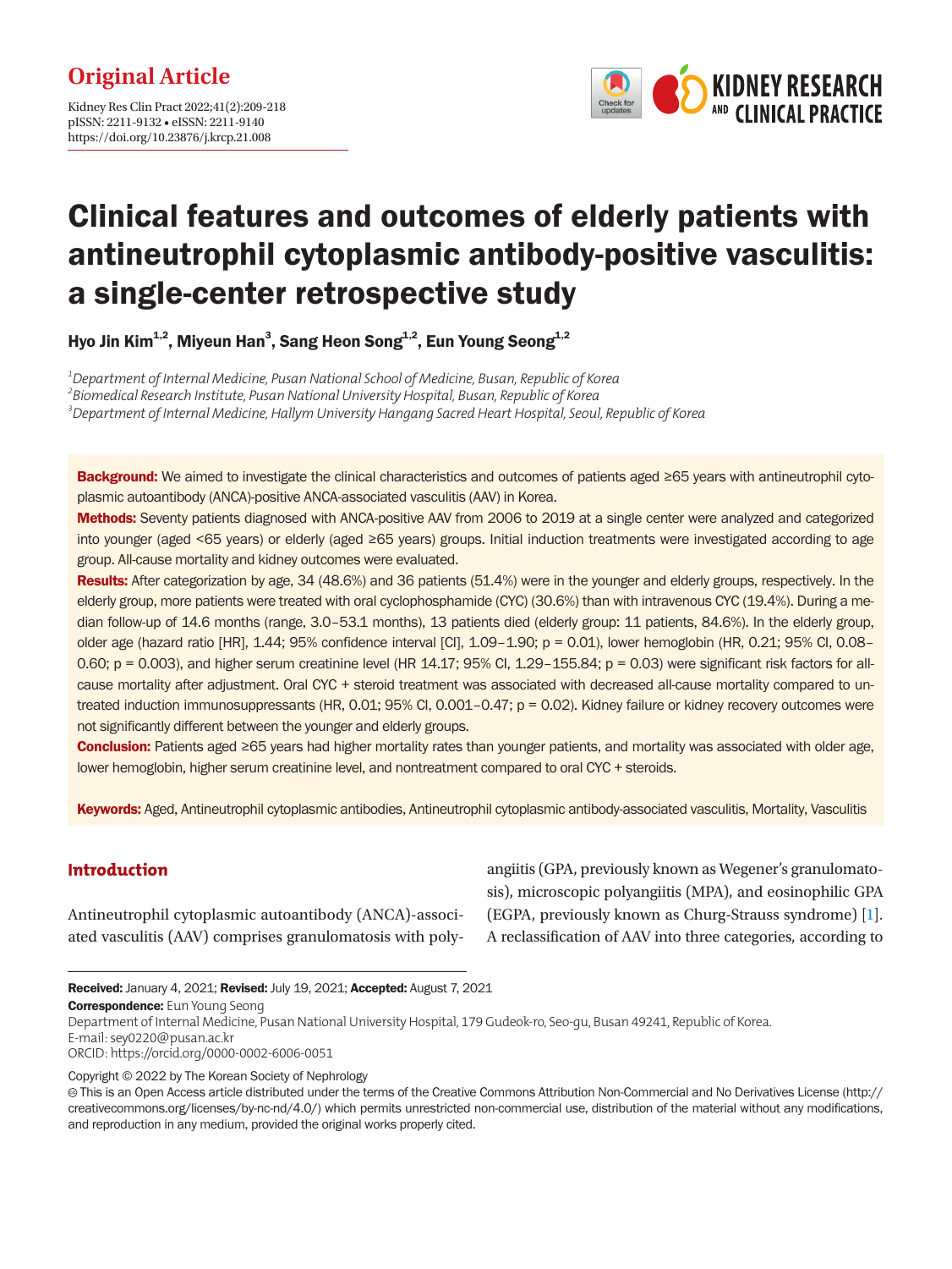Original Article

# Clinical features and outcomes of elderly patients with antineutrophil cytoplasmic antibody-positive vasculitis: a single-center retrospective study

**Hyo Jin Kim[1,2], Miyeun Han[3], Sang Heon Song[1,2], Eun Young Seong[1,2]**

*[1]Department of Internal Medicine, Pusan National School of Medicine, Busan, Republic of Korea*
*[2]Biomedical Research Institute, Pusan National University Hospital, Busan, Republic of Korea*
*[3]Department of Internal Medicine, Hallym University Hangang Sacred Heart Hospital, Seoul, Republic of Korea*

**Background:** We aimed to investigate the clinical characteristics and outcomes of patients aged ≥65 years with antineutrophil cytoplasmic autoantibody (ANCA)-positive ANCA-associated vasculitis (AAV) in Korea.

**Methods:** Seventy patients diagnosed with ANCA-positive AAV from 2006 to 2019 at a single center were analyzed and categorized into younger (aged <65 years) or elderly (aged ≥65 years) groups. Initial induction treatments were investigated according to age group. All-cause mortality and kidney outcomes were evaluated.

**Results:** After categorization by age, 34 (48.6%) and 36 patients (51.4%) were in the younger and elderly groups, respectively. In the elderly group, more patients were treated with oral cyclophosphamide (CYC) (30.6%) than with intravenous CYC (19.4%). During a median follow-up of 14.6 months (range, 3.0–53.1 months), 13 patients died (elderly group: 11 patients, 84.6%). In the elderly group, older age (hazard ratio [HR], 1.44; 95% confidence interval [CI], 1.09–1.90; p = 0.01), lower hemoglobin (HR, 0.21; 95% CI, 0.08–0.60; p = 0.003), and higher serum creatinine level (HR 14.17; 95% CI, 1.29–155.84; p = 0.03) were significant risk factors for all-cause mortality after adjustment. Oral CYC + steroid treatment was associated with decreased all-cause mortality compared to untreated induction immunosuppressants (HR, 0.01; 95% CI, 0.001–0.47; p = 0.02). Kidney failure or kidney recovery outcomes were not significantly different between the younger and elderly groups.

**Conclusion:** Patients aged ≥65 years had higher mortality rates than younger patients, and mortality was associated with older age, lower hemoglobin, higher serum creatinine level, and nontreatment compared to oral CYC + steroids.

**Keywords:** Aged, Antineutrophil cytoplasmic antibodies, Antineutrophil cytoplasmic antibody-associated vasculitis, Mortality, Vasculitis

## Introduction

Antineutrophil cytoplasmic autoantibody (ANCA)-associated vasculitis (AAV) comprises granulomatosis with polyangiitis (GPA, previously known as Wegener's granulomatosis), microscopic polyangiitis (MPA), and eosinophilic GPA (EGPA, previously known as Churg-Strauss syndrome) [1]. A reclassification of AAV into three categories, according to

**Received:** January 4, 2021; **Revised:** July 19, 2021; **Accepted:** August 7, 2021
**Correspondence:** Eun Young Seong
Department of Internal Medicine, Pusan National University Hospital, 179 Gudeok-ro, Seo-gu, Busan 49241, Republic of Korea.
E-mail: sey0220@pusan.ac.kr
ORCID: https://orcid.org/0000-0002-6006-0051

Copyright © 2022 by The Korean Society of Nephrology
This is an Open Access article distributed under the terms of the Creative Commons Attribution Non-Commercial and No Derivatives License (http://creativecommons.org/licenses/by-nc-nd/4.0/) which permits unrestricted non-commercial use, distribution of the material without any modifications, and reproduction in any medium, provided the original works properly cited.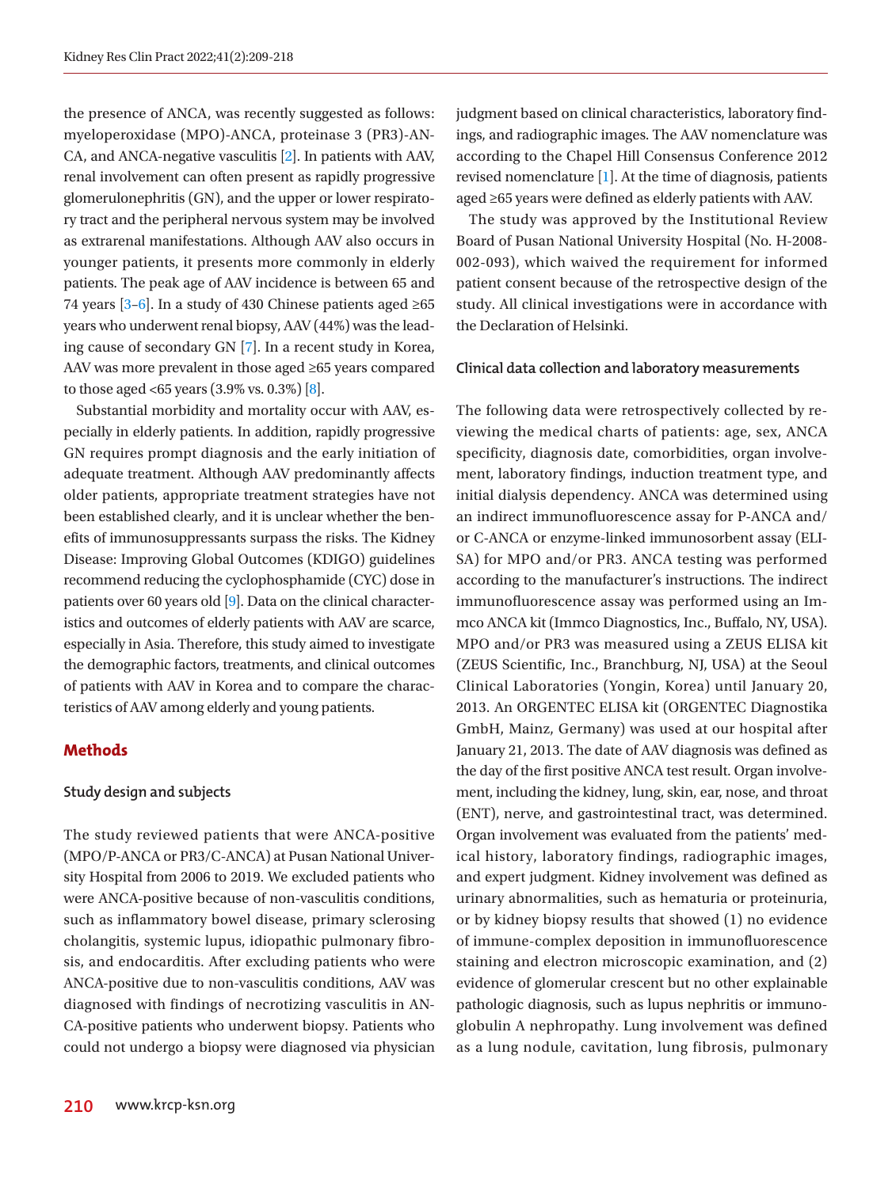the presence of ANCA, was recently suggested as follows: myeloperoxidase (MPO)-ANCA, proteinase 3 (PR3)-ANCA, and ANCA-negative vasculitis [2]. In patients with AAV, renal involvement can often present as rapidly progressive glomerulonephritis (GN), and the upper or lower respiratory tract and the peripheral nervous system may be involved as extrarenal manifestations. Although AAV also occurs in younger patients, it presents more commonly in elderly patients. The peak age of AAV incidence is between 65 and 74 years [3–6]. In a study of 430 Chinese patients aged ≥65 years who underwent renal biopsy, AAV (44%) was the leading cause of secondary GN [7]. In a recent study in Korea, AAV was more prevalent in those aged ≥65 years compared to those aged <65 years (3.9% vs. 0.3%) [8].

Substantial morbidity and mortality occur with AAV, especially in elderly patients. In addition, rapidly progressive GN requires prompt diagnosis and the early initiation of adequate treatment. Although AAV predominantly affects older patients, appropriate treatment strategies have not been established clearly, and it is unclear whether the benefits of immunosuppressants surpass the risks. The Kidney Disease: Improving Global Outcomes (KDIGO) guidelines recommend reducing the cyclophosphamide (CYC) dose in patients over 60 years old [9]. Data on the clinical characteristics and outcomes of elderly patients with AAV are scarce, especially in Asia. Therefore, this study aimed to investigate the demographic factors, treatments, and clinical outcomes of patients with AAV in Korea and to compare the characteristics of AAV among elderly and young patients.

## Methods

### Study design and subjects

The study reviewed patients that were ANCA-positive (MPO/P-ANCA or PR3/C-ANCA) at Pusan National University Hospital from 2006 to 2019. We excluded patients who were ANCA-positive because of non-vasculitis conditions, such as inflammatory bowel disease, primary sclerosing cholangitis, systemic lupus, idiopathic pulmonary fibrosis, and endocarditis. After excluding patients who were ANCA-positive due to non-vasculitis conditions, AAV was diagnosed with findings of necrotizing vasculitis in ANCA-positive patients who underwent biopsy. Patients who could not undergo a biopsy were diagnosed via physician judgment based on clinical characteristics, laboratory findings, and radiographic images. The AAV nomenclature was according to the Chapel Hill Consensus Conference 2012 revised nomenclature [1]. At the time of diagnosis, patients aged ≥65 years were defined as elderly patients with AAV.

The study was approved by the Institutional Review Board of Pusan National University Hospital (No. H-2008-002-093), which waived the requirement for informed patient consent because of the retrospective design of the study. All clinical investigations were in accordance with the Declaration of Helsinki.

### Clinical data collection and laboratory measurements

The following data were retrospectively collected by reviewing the medical charts of patients: age, sex, ANCA specificity, diagnosis date, comorbidities, organ involvement, laboratory findings, induction treatment type, and initial dialysis dependency. ANCA was determined using an indirect immunofluorescence assay for P-ANCA and/or C-ANCA or enzyme-linked immunosorbent assay (ELISA) for MPO and/or PR3. ANCA testing was performed according to the manufacturer's instructions. The indirect immunofluorescence assay was performed using an Immco ANCA kit (Immco Diagnostics, Inc., Buffalo, NY, USA). MPO and/or PR3 was measured using a ZEUS ELISA kit (ZEUS Scientific, Inc., Branchburg, NJ, USA) at the Seoul Clinical Laboratories (Yongin, Korea) until January 20, 2013. An ORGENTEC ELISA kit (ORGENTEC Diagnostika GmbH, Mainz, Germany) was used at our hospital after January 21, 2013. The date of AAV diagnosis was defined as the day of the first positive ANCA test result. Organ involvement, including the kidney, lung, skin, ear, nose, and throat (ENT), nerve, and gastrointestinal tract, was determined. Organ involvement was evaluated from the patients' medical history, laboratory findings, radiographic images, and expert judgment. Kidney involvement was defined as urinary abnormalities, such as hematuria or proteinuria, or by kidney biopsy results that showed (1) no evidence of immune-complex deposition in immunofluorescence staining and electron microscopic examination, and (2) evidence of glomerular crescent but no other explainable pathologic diagnosis, such as lupus nephritis or immunoglobulin A nephropathy. Lung involvement was defined as a lung nodule, cavitation, lung fibrosis, pulmonary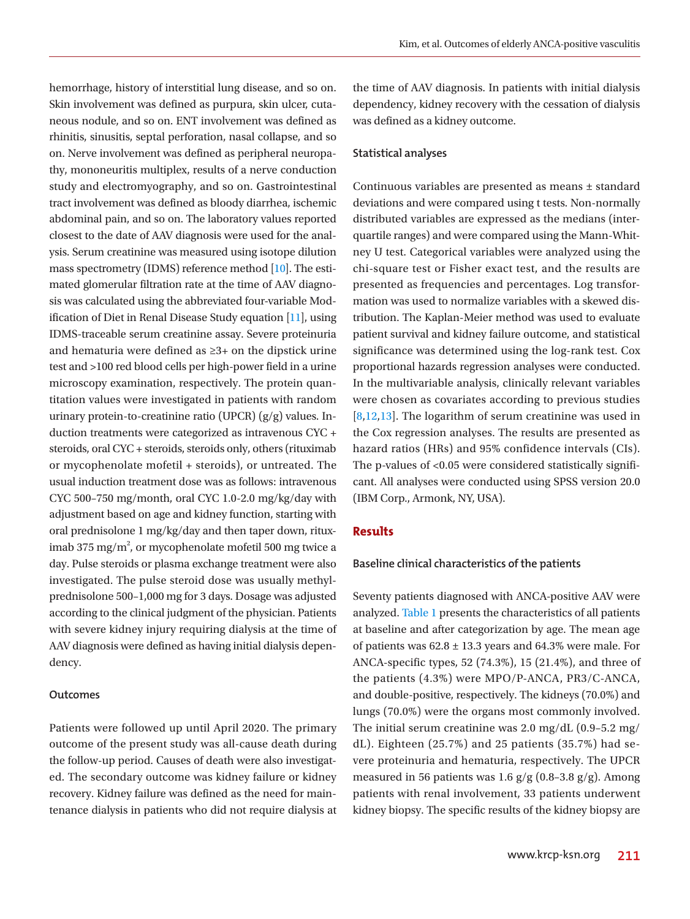hemorrhage, history of interstitial lung disease, and so on. Skin involvement was defined as purpura, skin ulcer, cutaneous nodule, and so on. ENT involvement was defined as rhinitis, sinusitis, septal perforation, nasal collapse, and so on. Nerve involvement was defined as peripheral neuropathy, mononeuritis multiplex, results of a nerve conduction study and electromyography, and so on. Gastrointestinal tract involvement was defined as bloody diarrhea, ischemic abdominal pain, and so on. The laboratory values reported closest to the date of AAV diagnosis were used for the analysis. Serum creatinine was measured using isotope dilution mass spectrometry (IDMS) reference method [10]. The estimated glomerular filtration rate at the time of AAV diagnosis was calculated using the abbreviated four-variable Modification of Diet in Renal Disease Study equation [11], using IDMS-traceable serum creatinine assay. Severe proteinuria and hematuria were defined as ≥3+ on the dipstick urine test and >100 red blood cells per high-power field in a urine microscopy examination, respectively. The protein quantitation values were investigated in patients with random urinary protein-to-creatinine ratio (UPCR) (g/g) values. Induction treatments were categorized as intravenous CYC + steroids, oral CYC + steroids, steroids only, others (rituximab or mycophenolate mofetil + steroids), or untreated. The usual induction treatment dose was as follows: intravenous CYC 500–750 mg/month, oral CYC 1.0-2.0 mg/kg/day with adjustment based on age and kidney function, starting with oral prednisolone 1 mg/kg/day and then taper down, rituximab 375 $mg/m^2$, or mycophenolate mofetil 500 mg twice a day. Pulse steroids or plasma exchange treatment were also investigated. The pulse steroid dose was usually methylprednisolone 500–1,000 mg for 3 days. Dosage was adjusted according to the clinical judgment of the physician. Patients with severe kidney injury requiring dialysis at the time of AAV diagnosis were defined as having initial dialysis dependency.

### Outcomes

Patients were followed up until April 2020. The primary outcome of the present study was all-cause death during the follow-up period. Causes of death were also investigated. The secondary outcome was kidney failure or kidney recovery. Kidney failure was defined as the need for maintenance dialysis in patients who did not require dialysis at the time of AAV diagnosis. In patients with initial dialysis dependency, kidney recovery with the cessation of dialysis was defined as a kidney outcome.

### Statistical analyses

Continuous variables are presented as means ± standard deviations and were compared using t tests. Non-normally distributed variables are expressed as the medians (interquartile ranges) and were compared using the Mann-Whitney U test. Categorical variables were analyzed using the chi-square test or Fisher exact test, and the results are presented as frequencies and percentages. Log transformation was used to normalize variables with a skewed distribution. The Kaplan-Meier method was used to evaluate patient survival and kidney failure outcome, and statistical significance was determined using the log-rank test. Cox proportional hazards regression analyses were conducted. In the multivariable analysis, clinically relevant variables were chosen as covariates according to previous studies [8,12,13]. The logarithm of serum creatinine was used in the Cox regression analyses. The results are presented as hazard ratios (HRs) and 95% confidence intervals (CIs). The p-values of <0.05 were considered statistically significant. All analyses were conducted using SPSS version 20.0 (IBM Corp., Armonk, NY, USA).

## Results

### Baseline clinical characteristics of the patients

Seventy patients diagnosed with ANCA-positive AAV were analyzed. Table 1 presents the characteristics of all patients at baseline and after categorization by age. The mean age of patients was 62.8 ± 13.3 years and 64.3% were male. For ANCA-specific types, 52 (74.3%), 15 (21.4%), and three of the patients (4.3%) were MPO/P-ANCA, PR3/C-ANCA, and double-positive, respectively. The kidneys (70.0%) and lungs (70.0%) were the organs most commonly involved. The initial serum creatinine was 2.0 mg/dL (0.9–5.2 mg/dL). Eighteen (25.7%) and 25 patients (35.7%) had severe proteinuria and hematuria, respectively. The UPCR measured in 56 patients was 1.6 g/g (0.8–3.8 g/g). Among patients with renal involvement, 33 patients underwent kidney biopsy. The specific results of the kidney biopsy are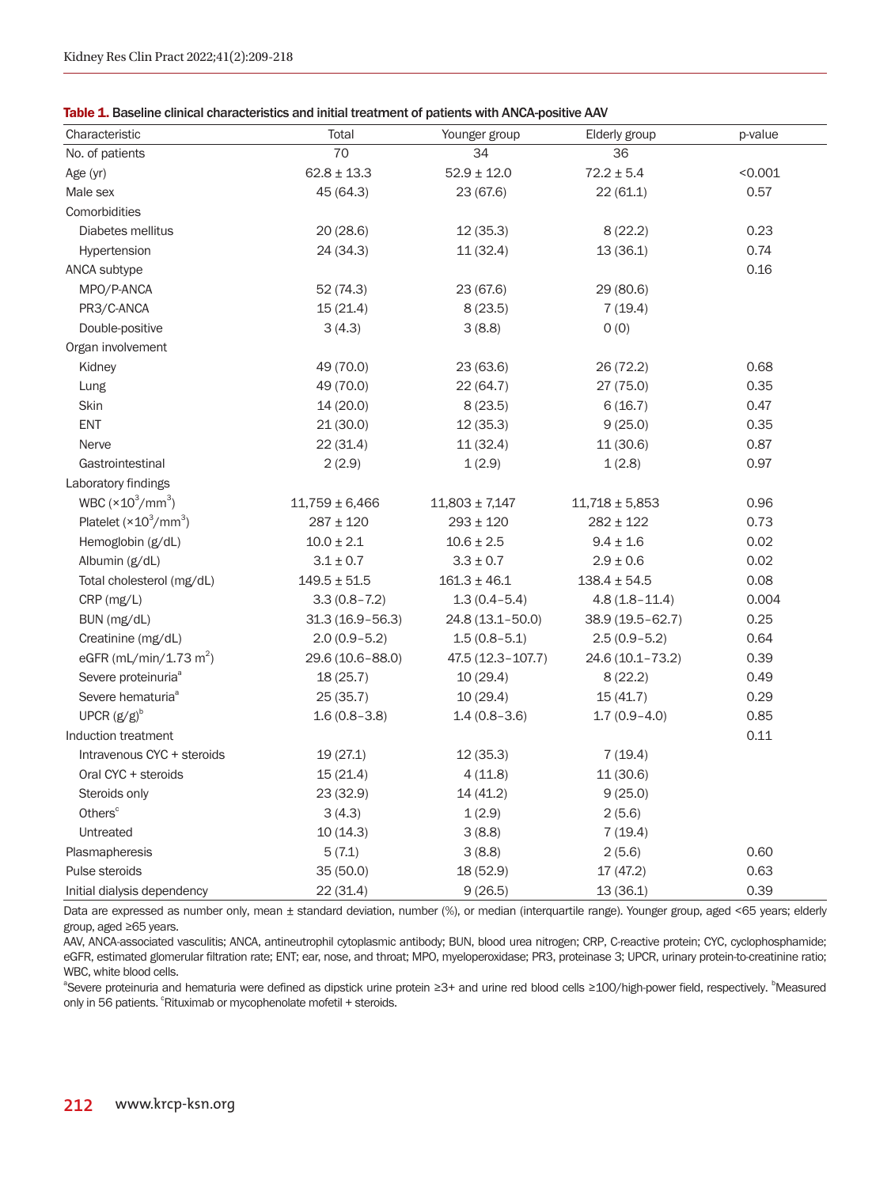**Table 1.** Baseline clinical characteristics and initial treatment of patients with ANCA-positive AAV

| Characteristic | Total | Younger group | Elderly group | p-value |
|---|---|---|---|---|
| No. of patients | 70 | 34 | 36 | |
| Age (yr) | 62.8 ± 13.3 | 52.9 ± 12.0 | 72.2 ± 5.4 | <0.001 |
| Male sex | 45 (64.3) | 23 (67.6) | 22 (61.1) | 0.57 |
| Comorbidities | | | | |
| Diabetes mellitus | 20 (28.6) | 12 (35.3) | 8 (22.2) | 0.23 |
| Hypertension | 24 (34.3) | 11 (32.4) | 13 (36.1) | 0.74 |
| ANCA subtype | | | | 0.16 |
| MPO/P-ANCA | 52 (74.3) | 23 (67.6) | 29 (80.6) | |
| PR3/C-ANCA | 15 (21.4) | 8 (23.5) | 7 (19.4) | |
| Double-positive | 3 (4.3) | 3 (8.8) | 0 (0) | |
| Organ involvement | | | | |
| Kidney | 49 (70.0) | 23 (63.6) | 26 (72.2) | 0.68 |
| Lung | 49 (70.0) | 22 (64.7) | 27 (75.0) | 0.35 |
| Skin | 14 (20.0) | 8 (23.5) | 6 (16.7) | 0.47 |
| ENT | 21 (30.0) | 12 (35.3) | 9 (25.0) | 0.35 |
| Nerve | 22 (31.4) | 11 (32.4) | 11 (30.6) | 0.87 |
| Gastrointestinal | 2 (2.9) | 1 (2.9) | 1 (2.8) | 0.97 |
| Laboratory findings | | | | |
| WBC ($\times 10^3$/mm$^3$) | 11,759 ± 6,466 | 11,803 ± 7,147 | 11,718 ± 5,853 | 0.96 |
| Platelet ($\times 10^3$/mm$^3$) | 287 ± 120 | 293 ± 120 | 282 ± 122 | 0.73 |
| Hemoglobin (g/dL) | 10.0 ± 2.1 | 10.6 ± 2.5 | 9.4 ± 1.6 | 0.02 |
| Albumin (g/dL) | 3.1 ± 0.7 | 3.3 ± 0.7 | 2.9 ± 0.6 | 0.02 |
| Total cholesterol (mg/dL) | 149.5 ± 51.5 | 161.3 ± 46.1 | 138.4 ± 54.5 | 0.08 |
| CRP (mg/L) | 3.3 (0.8–7.2) | 1.3 (0.4–5.4) | 4.8 (1.8–11.4) | 0.004 |
| BUN (mg/dL) | 31.3 (16.9–56.3) | 24.8 (13.1–50.0) | 38.9 (19.5–62.7) | 0.25 |
| Creatinine (mg/dL) | 2.0 (0.9–5.2) | 1.5 (0.8–5.1) | 2.5 (0.9–5.2) | 0.64 |
| eGFR (mL/min/1.73 m$^2$) | 29.6 (10.6–88.0) | 47.5 (12.3–107.7) | 24.6 (10.1–73.2) | 0.39 |
| Severe proteinuria[a] | 18 (25.7) | 10 (29.4) | 8 (22.2) | 0.49 |
| Severe hematuria[a] | 25 (35.7) | 10 (29.4) | 15 (41.7) | 0.29 |
| UPCR (g/g)[b] | 1.6 (0.8–3.8) | 1.4 (0.8–3.6) | 1.7 (0.9–4.0) | 0.85 |
| Induction treatment | | | | 0.11 |
| Intravenous CYC + steroids | 19 (27.1) | 12 (35.3) | 7 (19.4) | |
| Oral CYC + steroids | 15 (21.4) | 4 (11.8) | 11 (30.6) | |
| Steroids only | 23 (32.9) | 14 (41.2) | 9 (25.0) | |
| Others[c] | 3 (4.3) | 1 (2.9) | 2 (5.6) | |
| Untreated | 10 (14.3) | 3 (8.8) | 7 (19.4) | |
| Plasmapheresis | 5 (7.1) | 3 (8.8) | 2 (5.6) | 0.60 |
| Pulse steroids | 35 (50.0) | 18 (52.9) | 17 (47.2) | 0.63 |
| Initial dialysis dependency | 22 (31.4) | 9 (26.5) | 13 (36.1) | 0.39 |

Data are expressed as number only, mean ± standard deviation, number (%), or median (interquartile range). Younger group, aged <65 years; elderly group, aged ≥65 years.

AAV, ANCA-associated vasculitis; ANCA, antineutrophil cytoplasmic antibody; BUN, blood urea nitrogen; CRP, C-reactive protein; CYC, cyclophosphamide; eGFR, estimated glomerular filtration rate; ENT; ear, nose, and throat; MPO, myeloperoxidase; PR3, proteinase 3; UPCR, urinary protein-to-creatinine ratio; WBC, white blood cells.

[a]Severe proteinuria and hematuria were defined as dipstick urine protein ≥3+ and urine red blood cells ≥100/high-power field, respectively. [b]Measured only in 56 patients. [c]Rituximab or mycophenolate mofetil + steroids.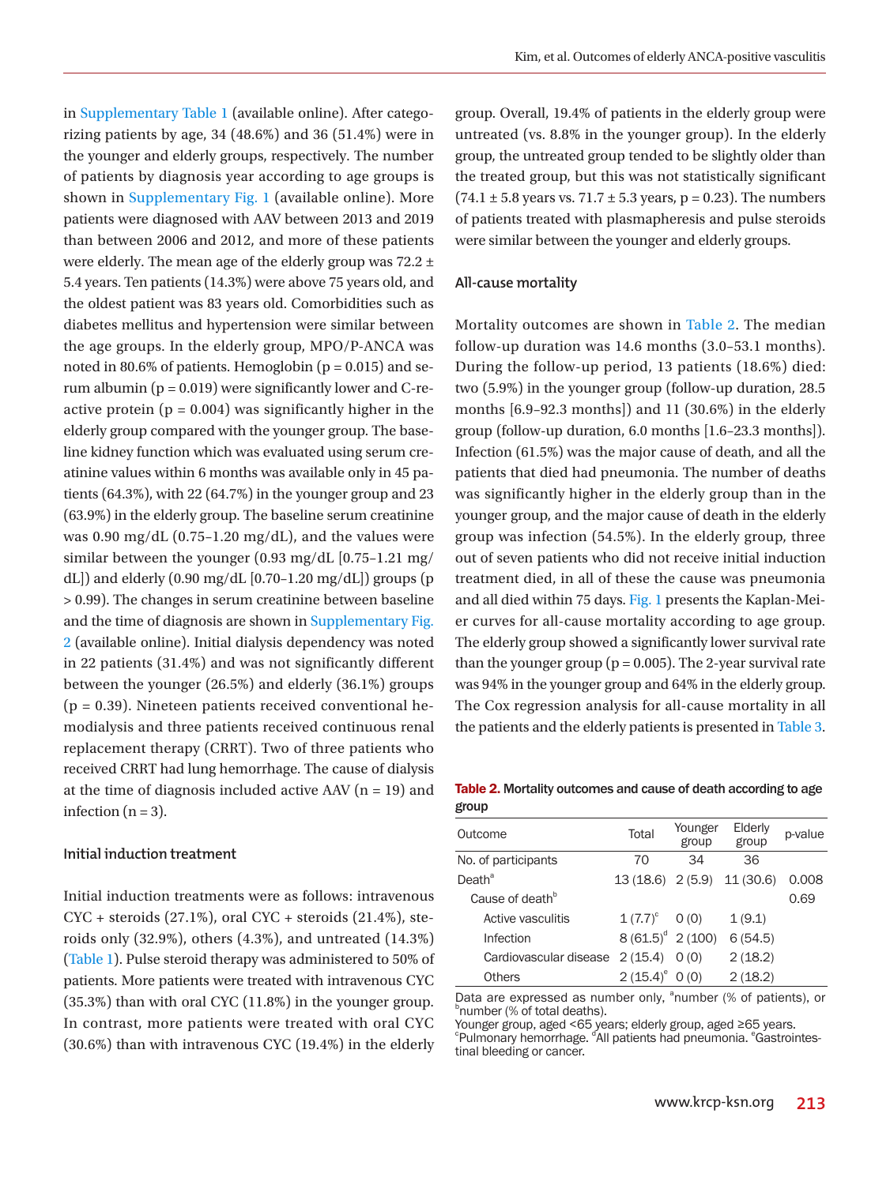in Supplementary Table 1 (available online). After categorizing patients by age, 34 (48.6%) and 36 (51.4%) were in the younger and elderly groups, respectively. The number of patients by diagnosis year according to age groups is shown in Supplementary Fig. 1 (available online). More patients were diagnosed with AAV between 2013 and 2019 than between 2006 and 2012, and more of these patients were elderly. The mean age of the elderly group was 72.2 ± 5.4 years. Ten patients (14.3%) were above 75 years old, and the oldest patient was 83 years old. Comorbidities such as diabetes mellitus and hypertension were similar between the age groups. In the elderly group, MPO/P-ANCA was noted in 80.6% of patients. Hemoglobin ($p = 0.015$) and serum albumin ($p = 0.019$) were significantly lower and C-reactive protein ($p = 0.004$) was significantly higher in the elderly group compared with the younger group. The baseline kidney function which was evaluated using serum creatinine values within 6 months was available only in 45 patients (64.3%), with 22 (64.7%) in the younger group and 23 (63.9%) in the elderly group. The baseline serum creatinine was 0.90 mg/dL (0.75–1.20 mg/dL), and the values were similar between the younger (0.93 mg/dL [0.75–1.21 mg/dL]) and elderly (0.90 mg/dL [0.70–1.20 mg/dL]) groups ($p > 0.99$). The changes in serum creatinine between baseline and the time of diagnosis are shown in Supplementary Fig. 2 (available online). Initial dialysis dependency was noted in 22 patients (31.4%) and was not significantly different between the younger (26.5%) and elderly (36.1%) groups ($p = 0.39$). Nineteen patients received conventional hemodialysis and three patients received continuous renal replacement therapy (CRRT). Two of three patients who received CRRT had lung hemorrhage. The cause of dialysis at the time of diagnosis included active AAV (n = 19) and infection (n = 3).

### Initial induction treatment

Initial induction treatments were as follows: intravenous CYC + steroids (27.1%), oral CYC + steroids (21.4%), steroids only (32.9%), others (4.3%), and untreated (14.3%) (Table 1). Pulse steroid therapy was administered to 50% of patients. More patients were treated with intravenous CYC (35.3%) than with oral CYC (11.8%) in the younger group. In contrast, more patients were treated with oral CYC (30.6%) than with intravenous CYC (19.4%) in the elderly group. Overall, 19.4% of patients in the elderly group were untreated (vs. 8.8% in the younger group). In the elderly group, the untreated group tended to be slightly older than the treated group, but this was not statistically significant (74.1 ± 5.8 years vs. 71.7 ± 5.3 years, $p = 0.23$). The numbers of patients treated with plasmapheresis and pulse steroids were similar between the younger and elderly groups.

### All-cause mortality

Mortality outcomes are shown in Table 2. The median follow-up duration was 14.6 months (3.0–53.1 months). During the follow-up period, 13 patients (18.6%) died: two (5.9%) in the younger group (follow-up duration, 28.5 months [6.9–92.3 months]) and 11 (30.6%) in the elderly group (follow-up duration, 6.0 months [1.6–23.3 months]). Infection (61.5%) was the major cause of death, and all the patients that died had pneumonia. The number of deaths was significantly higher in the elderly group than in the younger group, and the major cause of death in the elderly group was infection (54.5%). In the elderly group, three out of seven patients who did not receive initial induction treatment died, in all of these the cause was pneumonia and all died within 75 days. Fig. 1 presents the Kaplan-Meier curves for all-cause mortality according to age group. The elderly group showed a significantly lower survival rate than the younger group ($p = 0.005$). The 2-year survival rate was 94% in the younger group and 64% in the elderly group. The Cox regression analysis for all-cause mortality in all the patients and the elderly patients is presented in Table 3.

**Table 2.** Mortality outcomes and cause of death according to age group

| Outcome | Total | Younger group | Elderly group | p-value |
|---|---|---|---|---|
| No. of participants | 70 | 34 | 36 | |
| Death[a] | 13 (18.6) | 2 (5.9) | 11 (30.6) | 0.008 |
| Cause of death[b] | | | | 0.69 |
| Active vasculitis | 1 (7.7)[c] | 0 (0) | 1 (9.1) | |
| Infection | 8 (61.5)[d] | 2 (100) | 6 (54.5) | |
| Cardiovascular disease | 2 (15.4) | 0 (0) | 2 (18.2) | |
| Others | 2 (15.4)[e] | 0 (0) | 2 (18.2) | |

Data are expressed as number only, [a]number (% of patients), or [b]number (% of total deaths).
Younger group, aged <65 years; elderly group, aged ≥65 years.
[c]Pulmonary hemorrhage. [d]All patients had pneumonia. [e]Gastrointestinal bleeding or cancer.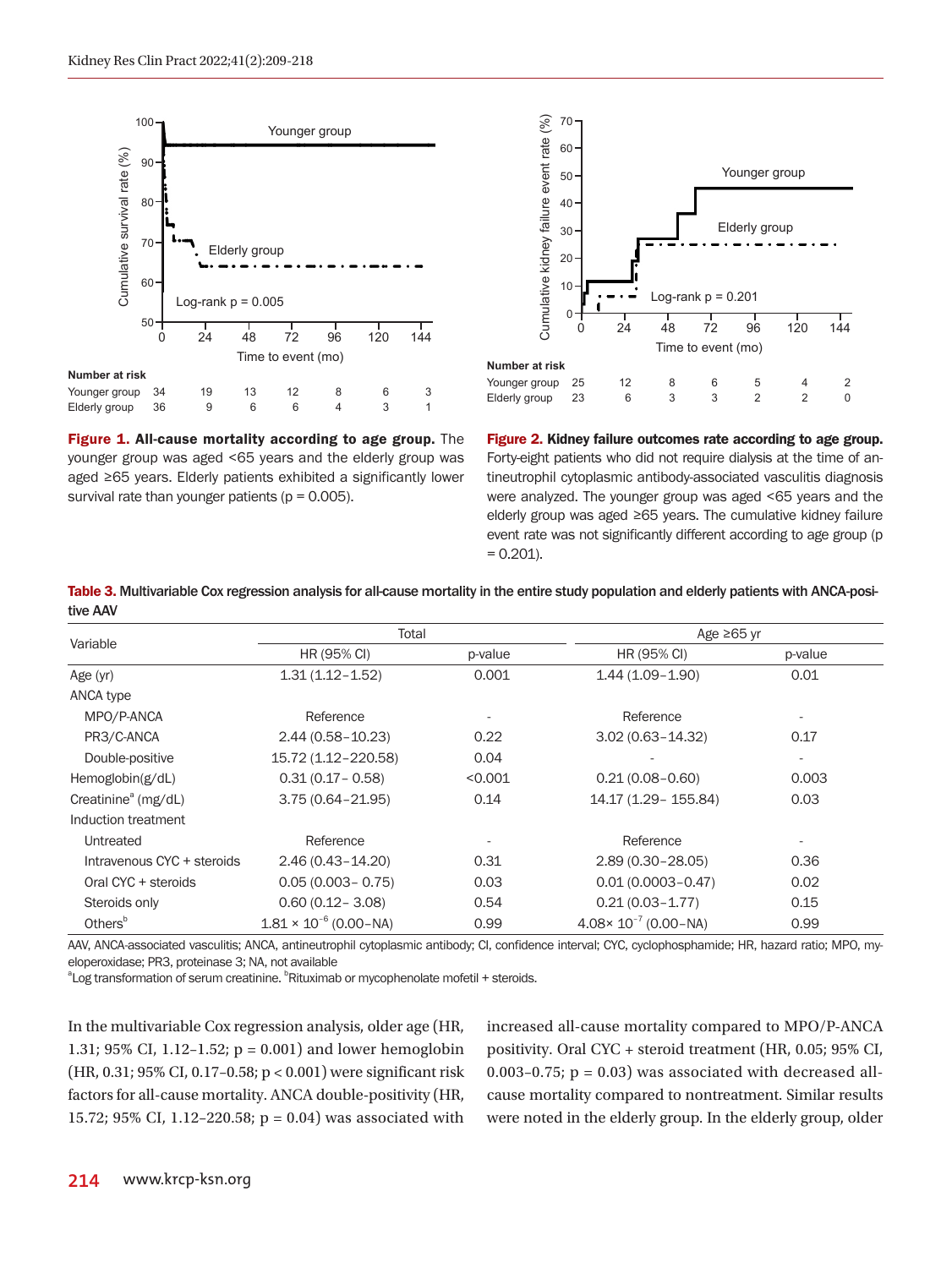Figure 1. **All-cause mortality according to age group.** The younger group was aged <65 years and the elderly group was aged ≥65 years. Elderly patients exhibited a significantly lower survival rate than younger patients (p = 0.005).

Figure 2. **Kidney failure outcomes rate according to age group.** Forty-eight patients who did not require dialysis at the time of antineutrophil cytoplasmic antibody-associated vasculitis diagnosis were analyzed. The younger group was aged <65 years and the elderly group was aged ≥65 years. The cumulative kidney failure event rate was not significantly different according to age group (p = 0.201).

**Table 3. Multivariable Cox regression analysis for all-cause mortality in the entire study population and elderly patients with ANCA-positive AAV**

| Variable | Total | | Age ≥65 yr | |
|---|---|---|---|---|
| | HR (95% CI) | p-value | HR (95% CI) | p-value |
| Age (yr) | 1.31 (1.12–1.52) | 0.001 | 1.44 (1.09–1.90) | 0.01 |
| ANCA type | | | | |
| MPO/P-ANCA | Reference | - | Reference | - |
| PR3/C-ANCA | 2.44 (0.58–10.23) | 0.22 | 3.02 (0.63–14.32) | 0.17 |
| Double-positive | 15.72 (1.12–220.58) | 0.04 | - | - |
| Hemoglobin(g/dL) | 0.31 (0.17– 0.58) | <0.001 | 0.21 (0.08–0.60) | 0.003 |
| Creatinine[a] (mg/dL) | 3.75 (0.64–21.95) | 0.14 | 14.17 (1.29– 155.84) | 0.03 |
| Induction treatment | | | | |
| Untreated | Reference | - | Reference | - |
| Intravenous CYC + steroids | 2.46 (0.43–14.20) | 0.31 | 2.89 (0.30–28.05) | 0.36 |
| Oral CYC + steroids | 0.05 (0.003– 0.75) | 0.03 | 0.01 (0.0003–0.47) | 0.02 |
| Steroids only | 0.60 (0.12– 3.08) | 0.54 | 0.21 (0.03–1.77) | 0.15 |
| Others[b] | $1.81 \times 10^{-6}$ (0.00–NA) | 0.99 | $4.08\times 10^{-7}$ (0.00–NA) | 0.99 |

AAV, ANCA-associated vasculitis; ANCA, antineutrophil cytoplasmic antibody; CI, confidence interval; CYC, cyclophosphamide; HR, hazard ratio; MPO, myeloperoxidase; PR3, proteinase 3; NA, not available
[a]Log transformation of serum creatinine. [b]Rituximab or mycophenolate mofetil + steroids.

In the multivariable Cox regression analysis, older age (HR, 1.31; 95% CI, 1.12–1.52; p = 0.001) and lower hemoglobin (HR, 0.31; 95% CI, 0.17–0.58; p < 0.001) were significant risk factors for all-cause mortality. ANCA double-positivity (HR, 15.72; 95% CI, 1.12–220.58; p = 0.04) was associated with increased all-cause mortality compared to MPO/P-ANCA positivity. Oral CYC + steroid treatment (HR, 0.05; 95% CI, 0.003–0.75; p = 0.03) was associated with decreased all-cause mortality compared to nontreatment. Similar results were noted in the elderly group. In the elderly group, older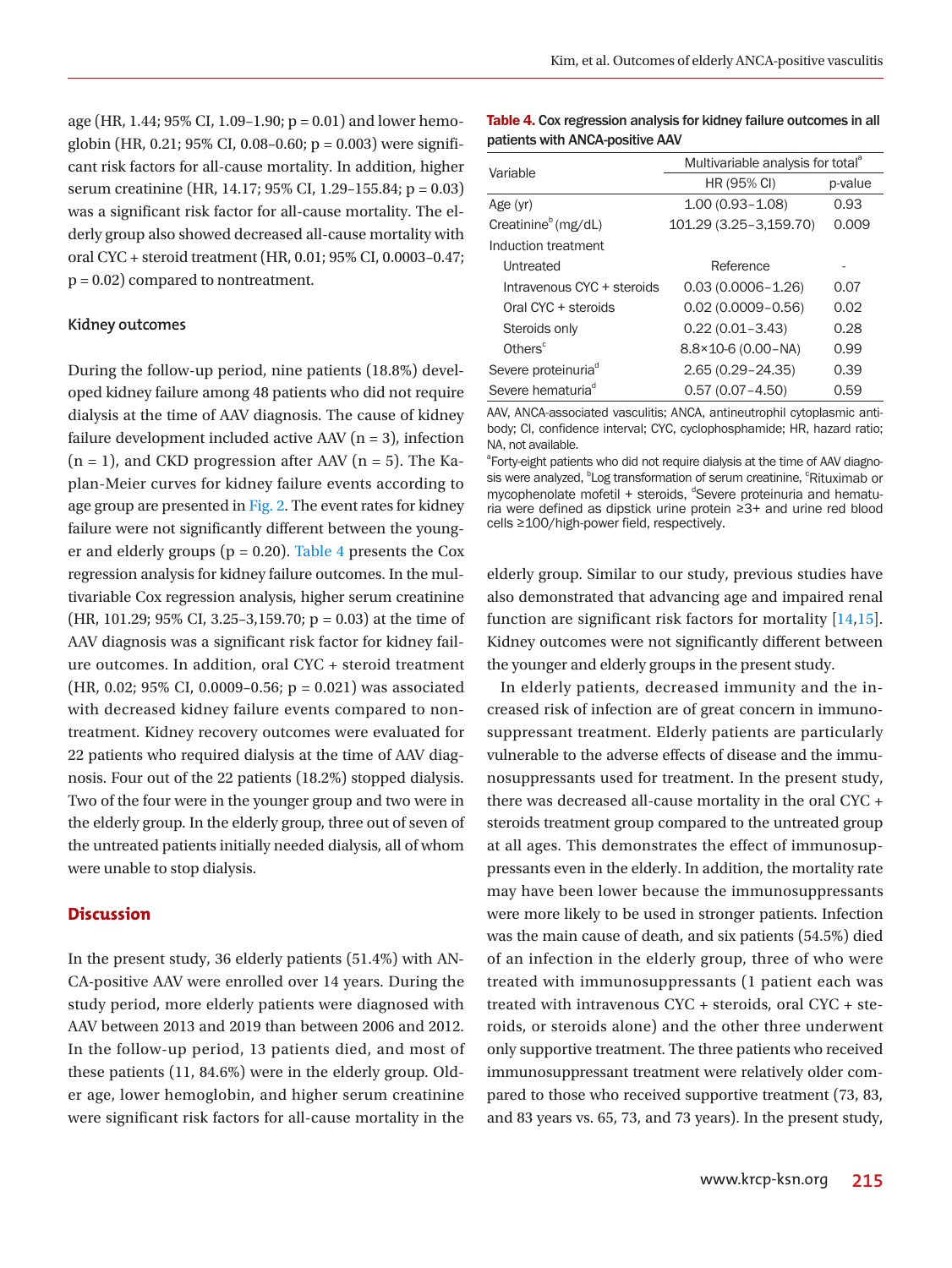age (HR, 1.44; 95% CI, 1.09–1.90; p = 0.01) and lower hemoglobin (HR, 0.21; 95% CI, 0.08–0.60; p = 0.003) were significant risk factors for all-cause mortality. In addition, higher serum creatinine (HR, 14.17; 95% CI, 1.29–155.84; p = 0.03) was a significant risk factor for all-cause mortality. The elderly group also showed decreased all-cause mortality with oral CYC + steroid treatment (HR, 0.01; 95% CI, 0.0003–0.47; p = 0.02) compared to nontreatment.

### Kidney outcomes

During the follow-up period, nine patients (18.8%) developed kidney failure among 48 patients who did not require dialysis at the time of AAV diagnosis. The cause of kidney failure development included active AAV (n = 3), infection (n = 1), and CKD progression after AAV (n = 5). The Kaplan-Meier curves for kidney failure events according to age group are presented in Fig. 2. The event rates for kidney failure were not significantly different between the younger and elderly groups (p = 0.20). Table 4 presents the Cox regression analysis for kidney failure outcomes. In the multivariable Cox regression analysis, higher serum creatinine (HR, 101.29; 95% CI, 3.25–3,159.70; p = 0.03) at the time of AAV diagnosis was a significant risk factor for kidney failure outcomes. In addition, oral CYC + steroid treatment (HR, 0.02; 95% CI, 0.0009–0.56; p = 0.021) was associated with decreased kidney failure events compared to nontreatment. Kidney recovery outcomes were evaluated for 22 patients who required dialysis at the time of AAV diagnosis. Four out of the 22 patients (18.2%) stopped dialysis. Two of the four were in the younger group and two were in the elderly group. In the elderly group, three out of seven of the untreated patients initially needed dialysis, all of whom were unable to stop dialysis.

**Table 4.** Cox regression analysis for kidney failure outcomes in all patients with ANCA-positive AAV

| Variable | Multivariable analysis for total[a] | |
|---|---|---|
| | HR (95% CI) | p-value |
| Age (yr) | 1.00 (0.93–1.08) | 0.93 |
| Creatinine[b] (mg/dL) | 101.29 (3.25–3,159.70) | 0.009 |
| Induction treatment | | |
| Untreated | Reference | - |
| Intravenous CYC + steroids | 0.03 (0.0006–1.26) | 0.07 |
| Oral CYC + steroids | 0.02 (0.0009–0.56) | 0.02 |
| Steroids only | 0.22 (0.01–3.43) | 0.28 |
| Others[c] | 8.8×10-6 (0.00–NA) | 0.99 |
| Severe proteinuria[d] | 2.65 (0.29–24.35) | 0.39 |
| Severe hematuria[d] | 0.57 (0.07–4.50) | 0.59 |

AAV, ANCA-associated vasculitis; ANCA, antineutrophil cytoplasmic antibody; CI, confidence interval; CYC, cyclophosphamide; HR, hazard ratio; NA, not available.

[a]Forty-eight patients who did not require dialysis at the time of AAV diagnosis were analyzed, [b]Log transformation of serum creatinine, [c]Rituximab or mycophenolate mofetil + steroids, [d]Severe proteinuria and hematuria were defined as dipstick urine protein ≥3+ and urine red blood cells ≥100/high-power field, respectively.

## Discussion

In the present study, 36 elderly patients (51.4%) with ANCA-positive AAV were enrolled over 14 years. During the study period, more elderly patients were diagnosed with AAV between 2013 and 2019 than between 2006 and 2012. In the follow-up period, 13 patients died, and most of these patients (11, 84.6%) were in the elderly group. Older age, lower hemoglobin, and higher serum creatinine were significant risk factors for all-cause mortality in the elderly group. Similar to our study, previous studies have also demonstrated that advancing age and impaired renal function are significant risk factors for mortality [14,15]. Kidney outcomes were not significantly different between the younger and elderly groups in the present study.

In elderly patients, decreased immunity and the increased risk of infection are of great concern in immunosuppressant treatment. Elderly patients are particularly vulnerable to the adverse effects of disease and the immunosuppressants used for treatment. In the present study, there was decreased all-cause mortality in the oral CYC + steroids treatment group compared to the untreated group at all ages. This demonstrates the effect of immunosuppressants even in the elderly. In addition, the mortality rate may have been lower because the immunosuppressants were more likely to be used in stronger patients. Infection was the main cause of death, and six patients (54.5%) died of an infection in the elderly group, three of who were treated with immunosuppressants (1 patient each was treated with intravenous CYC + steroids, oral CYC + steroids, or steroids alone) and the other three underwent only supportive treatment. The three patients who received immunosuppressant treatment were relatively older compared to those who received supportive treatment (73, 83, and 83 years vs. 65, 73, and 73 years). In the present study,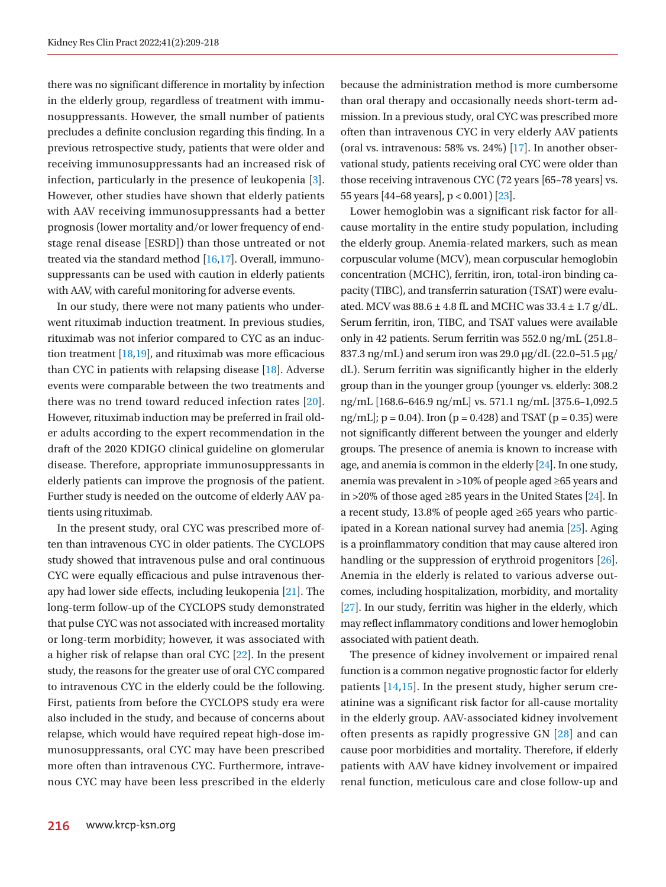there was no significant difference in mortality by infection in the elderly group, regardless of treatment with immunosuppressants. However, the small number of patients precludes a definite conclusion regarding this finding. In a previous retrospective study, patients that were older and receiving immunosuppressants had an increased risk of infection, particularly in the presence of leukopenia [3]. However, other studies have shown that elderly patients with AAV receiving immunosuppressants had a better prognosis (lower mortality and/or lower frequency of end-stage renal disease [ESRD]) than those untreated or not treated via the standard method [16,17]. Overall, immunosuppressants can be used with caution in elderly patients with AAV, with careful monitoring for adverse events.

In our study, there were not many patients who underwent rituximab induction treatment. In previous studies, rituximab was not inferior compared to CYC as an induction treatment [18,19], and rituximab was more efficacious than CYC in patients with relapsing disease [18]. Adverse events were comparable between the two treatments and there was no trend toward reduced infection rates [20]. However, rituximab induction may be preferred in frail older adults according to the expert recommendation in the draft of the 2020 KDIGO clinical guideline on glomerular disease. Therefore, appropriate immunosuppressants in elderly patients can improve the prognosis of the patient. Further study is needed on the outcome of elderly AAV patients using rituximab.

In the present study, oral CYC was prescribed more often than intravenous CYC in older patients. The CYCLOPS study showed that intravenous pulse and oral continuous CYC were equally efficacious and pulse intravenous therapy had lower side effects, including leukopenia [21]. The long-term follow-up of the CYCLOPS study demonstrated that pulse CYC was not associated with increased mortality or long-term morbidity; however, it was associated with a higher risk of relapse than oral CYC [22]. In the present study, the reasons for the greater use of oral CYC compared to intravenous CYC in the elderly could be the following. First, patients from before the CYCLOPS study era were also included in the study, and because of concerns about relapse, which would have required repeat high-dose immunosuppressants, oral CYC may have been prescribed more often than intravenous CYC. Furthermore, intravenous CYC may have been less prescribed in the elderly because the administration method is more cumbersome than oral therapy and occasionally needs short-term admission. In a previous study, oral CYC was prescribed more often than intravenous CYC in very elderly AAV patients (oral vs. intravenous: 58% vs. 24%) [17]. In another observational study, patients receiving oral CYC were older than those receiving intravenous CYC (72 years [65–78 years] vs. 55 years [44–68 years], $p < 0.001$) [23].

Lower hemoglobin was a significant risk factor for all-cause mortality in the entire study population, including the elderly group. Anemia-related markers, such as mean corpuscular volume (MCV), mean corpuscular hemoglobin concentration (MCHC), ferritin, iron, total-iron binding capacity (TIBC), and transferrin saturation (TSAT) were evaluated. MCV was 88.6 ± 4.8 fL and MCHC was 33.4 ± 1.7 g/dL. Serum ferritin, iron, TIBC, and TSAT values were available only in 42 patients. Serum ferritin was 552.0 ng/mL (251.8–837.3 ng/mL) and serum iron was 29.0 μg/dL (22.0–51.5 μg/dL). Serum ferritin was significantly higher in the elderly group than in the younger group (younger vs. elderly: 308.2 ng/mL [168.6–646.9 ng/mL] vs. 571.1 ng/mL [375.6–1,092.5 ng/mL]; $p = 0.04$). Iron ($p = 0.428$) and TSAT ($p = 0.35$) were not significantly different between the younger and elderly groups. The presence of anemia is known to increase with age, and anemia is common in the elderly [24]. In one study, anemia was prevalent in >10% of people aged ≥65 years and in >20% of those aged ≥85 years in the United States [24]. In a recent study, 13.8% of people aged ≥65 years who participated in a Korean national survey had anemia [25]. Aging is a proinflammatory condition that may cause altered iron handling or the suppression of erythroid progenitors [26]. Anemia in the elderly is related to various adverse outcomes, including hospitalization, morbidity, and mortality [27]. In our study, ferritin was higher in the elderly, which may reflect inflammatory conditions and lower hemoglobin associated with patient death.

The presence of kidney involvement or impaired renal function is a common negative prognostic factor for elderly patients [14,15]. In the present study, higher serum creatinine was a significant risk factor for all-cause mortality in the elderly group. AAV-associated kidney involvement often presents as rapidly progressive GN [28] and can cause poor morbidities and mortality. Therefore, if elderly patients with AAV have kidney involvement or impaired renal function, meticulous care and close follow-up and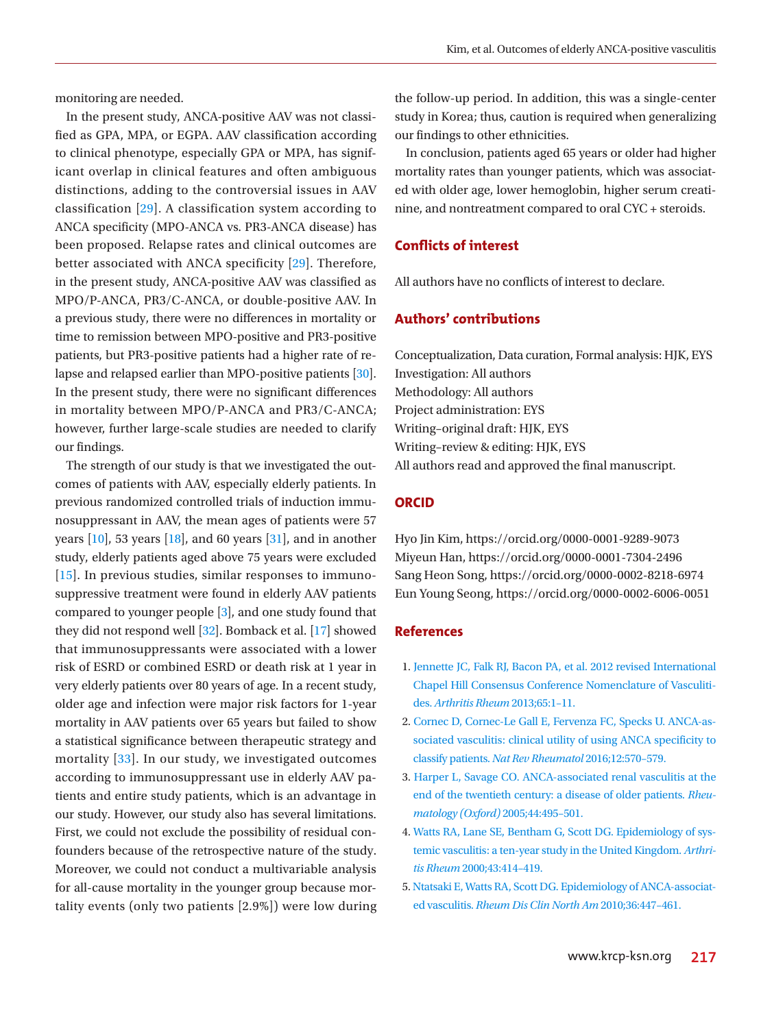monitoring are needed.

In the present study, ANCA-positive AAV was not classified as GPA, MPA, or EGPA. AAV classification according to clinical phenotype, especially GPA or MPA, has significant overlap in clinical features and often ambiguous distinctions, adding to the controversial issues in AAV classification [29]. A classification system according to ANCA specificity (MPO-ANCA vs. PR3-ANCA disease) has been proposed. Relapse rates and clinical outcomes are better associated with ANCA specificity [29]. Therefore, in the present study, ANCA-positive AAV was classified as MPO/P-ANCA, PR3/C-ANCA, or double-positive AAV. In a previous study, there were no differences in mortality or time to remission between MPO-positive and PR3-positive patients, but PR3-positive patients had a higher rate of relapse and relapsed earlier than MPO-positive patients [30]. In the present study, there were no significant differences in mortality between MPO/P-ANCA and PR3/C-ANCA; however, further large-scale studies are needed to clarify our findings.

The strength of our study is that we investigated the outcomes of patients with AAV, especially elderly patients. In previous randomized controlled trials of induction immunosuppressant in AAV, the mean ages of patients were 57 years [10], 53 years [18], and 60 years [31], and in another study, elderly patients aged above 75 years were excluded [15]. In previous studies, similar responses to immunosuppressive treatment were found in elderly AAV patients compared to younger people [3], and one study found that they did not respond well [32]. Bomback et al. [17] showed that immunosuppressants were associated with a lower risk of ESRD or combined ESRD or death risk at 1 year in very elderly patients over 80 years of age. In a recent study, older age and infection were major risk factors for 1-year mortality in AAV patients over 65 years but failed to show a statistical significance between therapeutic strategy and mortality [33]. In our study, we investigated outcomes according to immunosuppressant use in elderly AAV patients and entire study patients, which is an advantage in our study. However, our study also has several limitations. First, we could not exclude the possibility of residual confounders because of the retrospective nature of the study. Moreover, we could not conduct a multivariable analysis for all-cause mortality in the younger group because mortality events (only two patients [2.9%]) were low during the follow-up period. In addition, this was a single-center study in Korea; thus, caution is required when generalizing our findings to other ethnicities.

In conclusion, patients aged 65 years or older had higher mortality rates than younger patients, which was associated with older age, lower hemoglobin, higher serum creatinine, and nontreatment compared to oral CYC + steroids.

## Conflicts of interest

All authors have no conflicts of interest to declare.

## Authors' contributions

Conceptualization, Data curation, Formal analysis: HJK, EYS
Investigation: All authors
Methodology: All authors
Project administration: EYS
Writing–original draft: HJK, EYS
Writing–review & editing: HJK, EYS
All authors read and approved the final manuscript.

## ORCID

Hyo Jin Kim, https://orcid.org/0000-0001-9289-9073
Miyeun Han, https://orcid.org/0000-0001-7304-2496
Sang Heon Song, https://orcid.org/0000-0002-8218-6974
Eun Young Seong, https://orcid.org/0000-0002-6006-0051

## References

1. Jennette JC, Falk RJ, Bacon PA, et al. 2012 revised International Chapel Hill Consensus Conference Nomenclature of Vasculitides. *Arthritis Rheum* 2013;65:1–11.
2. Cornec D, Cornec-Le Gall E, Fervenza FC, Specks U. ANCA-associated vasculitis: clinical utility of using ANCA specificity to classify patients. *Nat Rev Rheumatol* 2016;12:570–579.
3. Harper L, Savage CO. ANCA-associated renal vasculitis at the end of the twentieth century: a disease of older patients. *Rheumatology (Oxford)* 2005;44:495–501.
4. Watts RA, Lane SE, Bentham G, Scott DG. Epidemiology of systemic vasculitis: a ten-year study in the United Kingdom. *Arthritis Rheum* 2000;43:414–419.
5. Ntatsaki E, Watts RA, Scott DG. Epidemiology of ANCA-associated vasculitis. *Rheum Dis Clin North Am* 2010;36:447–461.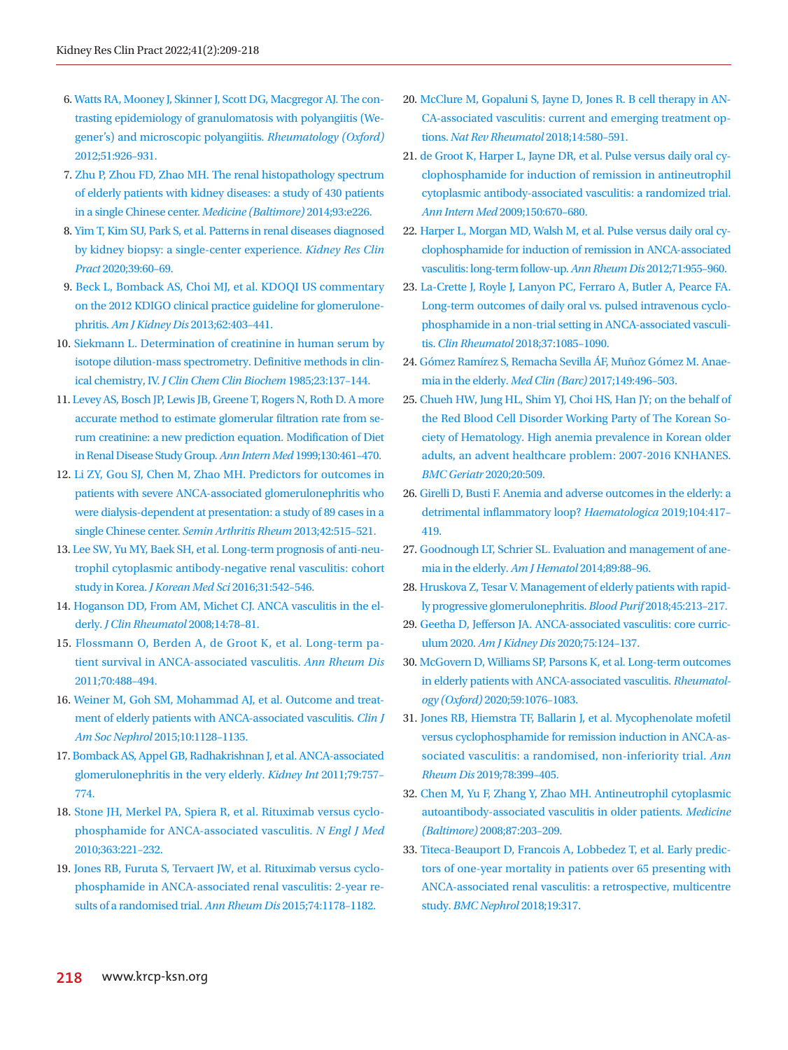6. Watts RA, Mooney J, Skinner J, Scott DG, Macgregor AJ. The contrasting epidemiology of granulomatosis with polyangiitis (Wegener's) and microscopic polyangiitis. *Rheumatology (Oxford)* 2012;51:926–931.
7. Zhu P, Zhou FD, Zhao MH. The renal histopathology spectrum of elderly patients with kidney diseases: a study of 430 patients in a single Chinese center. *Medicine (Baltimore)* 2014;93:e226.
8. Yim T, Kim SU, Park S, et al. Patterns in renal diseases diagnosed by kidney biopsy: a single-center experience. *Kidney Res Clin Pract* 2020;39:60–69.
9. Beck L, Bomback AS, Choi MJ, et al. KDOQI US commentary on the 2012 KDIGO clinical practice guideline for glomerulonephritis. *Am J Kidney Dis* 2013;62:403–441.
10. Siekmann L. Determination of creatinine in human serum by isotope dilution-mass spectrometry. Definitive methods in clinical chemistry, IV. *J Clin Chem Clin Biochem* 1985;23:137–144.
11. Levey AS, Bosch JP, Lewis JB, Greene T, Rogers N, Roth D. A more accurate method to estimate glomerular filtration rate from serum creatinine: a new prediction equation. Modification of Diet in Renal Disease Study Group. *Ann Intern Med* 1999;130:461–470.
12. Li ZY, Gou SJ, Chen M, Zhao MH. Predictors for outcomes in patients with severe ANCA-associated glomerulonephritis who were dialysis-dependent at presentation: a study of 89 cases in a single Chinese center. *Semin Arthritis Rheum* 2013;42:515–521.
13. Lee SW, Yu MY, Baek SH, et al. Long-term prognosis of anti-neutrophil cytoplasmic antibody-negative renal vasculitis: cohort study in Korea. *J Korean Med Sci* 2016;31:542–546.
14. Hoganson DD, From AM, Michet CJ. ANCA vasculitis in the elderly. *J Clin Rheumatol* 2008;14:78–81.
15. Flossmann O, Berden A, de Groot K, et al. Long-term patient survival in ANCA-associated vasculitis. *Ann Rheum Dis* 2011;70:488–494.
16. Weiner M, Goh SM, Mohammad AJ, et al. Outcome and treatment of elderly patients with ANCA-associated vasculitis. *Clin J Am Soc Nephrol* 2015;10:1128–1135.
17. Bomback AS, Appel GB, Radhakrishnan J, et al. ANCA-associated glomerulonephritis in the very elderly. *Kidney Int* 2011;79:757–774.
18. Stone JH, Merkel PA, Spiera R, et al. Rituximab versus cyclophosphamide for ANCA-associated vasculitis. *N Engl J Med* 2010;363:221–232.
19. Jones RB, Furuta S, Tervaert JW, et al. Rituximab versus cyclophosphamide in ANCA-associated renal vasculitis: 2-year results of a randomised trial. *Ann Rheum Dis* 2015;74:1178–1182.
20. McClure M, Gopaluni S, Jayne D, Jones R. B cell therapy in ANCA-associated vasculitis: current and emerging treatment options. *Nat Rev Rheumatol* 2018;14:580–591.
21. de Groot K, Harper L, Jayne DR, et al. Pulse versus daily oral cyclophosphamide for induction of remission in antineutrophil cytoplasmic antibody-associated vasculitis: a randomized trial. *Ann Intern Med* 2009;150:670–680.
22. Harper L, Morgan MD, Walsh M, et al. Pulse versus daily oral cyclophosphamide for induction of remission in ANCA-associated vasculitis: long-term follow-up. *Ann Rheum Dis* 2012;71:955–960.
23. La-Crette J, Royle J, Lanyon PC, Ferraro A, Butler A, Pearce FA. Long-term outcomes of daily oral vs. pulsed intravenous cyclophosphamide in a non-trial setting in ANCA-associated vasculitis. *Clin Rheumatol* 2018;37:1085–1090.
24. Gómez Ramírez S, Remacha Sevilla ÁF, Muñoz Gómez M. Anaemia in the elderly. *Med Clin (Barc)* 2017;149:496–503.
25. Chueh HW, Jung HL, Shim YJ, Choi HS, Han JY; on the behalf of the Red Blood Cell Disorder Working Party of The Korean Society of Hematology. High anemia prevalence in Korean older adults, an advent healthcare problem: 2007-2016 KNHANES. *BMC Geriatr* 2020;20:509.
26. Girelli D, Busti F. Anemia and adverse outcomes in the elderly: a detrimental inflammatory loop? *Haematologica* 2019;104:417–419.
27. Goodnough LT, Schrier SL. Evaluation and management of anemia in the elderly. *Am J Hematol* 2014;89:88–96.
28. Hruskova Z, Tesar V. Management of elderly patients with rapidly progressive glomerulonephritis. *Blood Purif* 2018;45:213–217.
29. Geetha D, Jefferson JA. ANCA-associated vasculitis: core curriculum 2020. *Am J Kidney Dis* 2020;75:124–137.
30. McGovern D, Williams SP, Parsons K, et al. Long-term outcomes in elderly patients with ANCA-associated vasculitis. *Rheumatology (Oxford)* 2020;59:1076–1083.
31. Jones RB, Hiemstra TF, Ballarin J, et al. Mycophenolate mofetil versus cyclophosphamide for remission induction in ANCA-associated vasculitis: a randomised, non-inferiority trial. *Ann Rheum Dis* 2019;78:399–405.
32. Chen M, Yu F, Zhang Y, Zhao MH. Antineutrophil cytoplasmic autoantibody-associated vasculitis in older patients. *Medicine (Baltimore)* 2008;87:203–209.
33. Titeca-Beauport D, Francois A, Lobbedez T, et al. Early predictors of one-year mortality in patients over 65 presenting with ANCA-associated renal vasculitis: a retrospective, multicentre study. *BMC Nephrol* 2018;19:317.